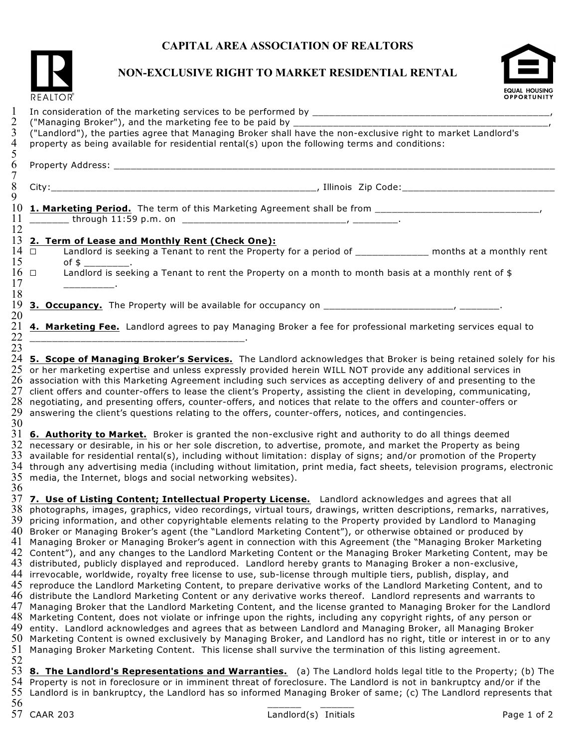# CAPITAL AREA ASSOCIATION OF REALTORS

## NON-EXCLUSIVE RIGHT TO MARKET RESIDENTIAL RENTAL

In consideration of the marketing services to be performed by ___________________________________________, ("Managing Broker"), and the marketing fee to be paid by _______________________________________________, ("Landlord"), the parties agree that Managing Broker shall have the non-exclusive right to market Landlord's property as being available for residential rental(s) upon the following terms and conditions:

Property Address: ___________________________________________________________________________________

City:_______________________________________________, Illinois Zip Code:____________________________

**1. Marketing Period.** The term of this Marketing Agreement shall be from ______________________________, _______ through 11:59 p.m. on ______________________________, ________.

**2. Term of Lease and Monthly Rent (Check One):**

☐ Landlord is seeking a Tenant to rent the Property for a period of _____________ months at a monthly rent of $ ________.

☐ Landlord is seeking a Tenant to rent the Property on a month to month basis at a monthly rent of $ _________.

**3. Occupancy.** The Property will be available for occupancy on _______________________, _______.

**4. Marketing Fee.** Landlord agrees to pay Managing Broker a fee for professional marketing services equal to ______________________________________.

**5. Scope of Managing Broker's Services.** The Landlord acknowledges that Broker is being retained solely for his or her marketing expertise and unless expressly provided herein WILL NOT provide any additional services in association with this Marketing Agreement including such services as accepting delivery of and presenting to the client offers and counter-offers to lease the client's Property, assisting the client in developing, communicating, negotiating, and presenting offers, counter-offers, and notices that relate to the offers and counter-offers or answering the client's questions relating to the offers, counter-offers, notices, and contingencies.

**6. Authority to Market.** Broker is granted the non-exclusive right and authority to do all things deemed necessary or desirable, in his or her sole discretion, to advertise, promote, and market the Property as being available for residential rental(s), including without limitation: display of signs; and/or promotion of the Property through any advertising media (including without limitation, print media, fact sheets, television programs, electronic media, the Internet, blogs and social networking websites).

**7. Use of Listing Content; Intellectual Property License.** Landlord acknowledges and agrees that all photographs, images, graphics, video recordings, virtual tours, drawings, written descriptions, remarks, narratives, pricing information, and other copyrightable elements relating to the Property provided by Landlord to Managing Broker or Managing Broker's agent (the "Landlord Marketing Content"), or otherwise obtained or produced by Managing Broker or Managing Broker's agent in connection with this Agreement (the "Managing Broker Marketing Content"), and any changes to the Landlord Marketing Content or the Managing Broker Marketing Content, may be distributed, publicly displayed and reproduced. Landlord hereby grants to Managing Broker a non-exclusive, irrevocable, worldwide, royalty free license to use, sub-license through multiple tiers, publish, display, and reproduce the Landlord Marketing Content, to prepare derivative works of the Landlord Marketing Content, and to distribute the Landlord Marketing Content or any derivative works thereof. Landlord represents and warrants to Managing Broker that the Landlord Marketing Content, and the license granted to Managing Broker for the Landlord Marketing Content, does not violate or infringe upon the rights, including any copyright rights, of any person or entity. Landlord acknowledges and agrees that as between Landlord and Managing Broker, all Managing Broker Marketing Content is owned exclusively by Managing Broker, and Landlord has no right, title or interest in or to any Managing Broker Marketing Content. This license shall survive the termination of this listing agreement.

**8. The Landlord's Representations and Warranties.** (a) The Landlord holds legal title to the Property; (b) The Property is not in foreclosure or in imminent threat of foreclosure. The Landlord is not in bankruptcy and/or if the Landlord is in bankruptcy, the Landlord has so informed Managing Broker of same; (c) The Landlord represents that

CAAR 203 ______ ______ Landlord(s) Initials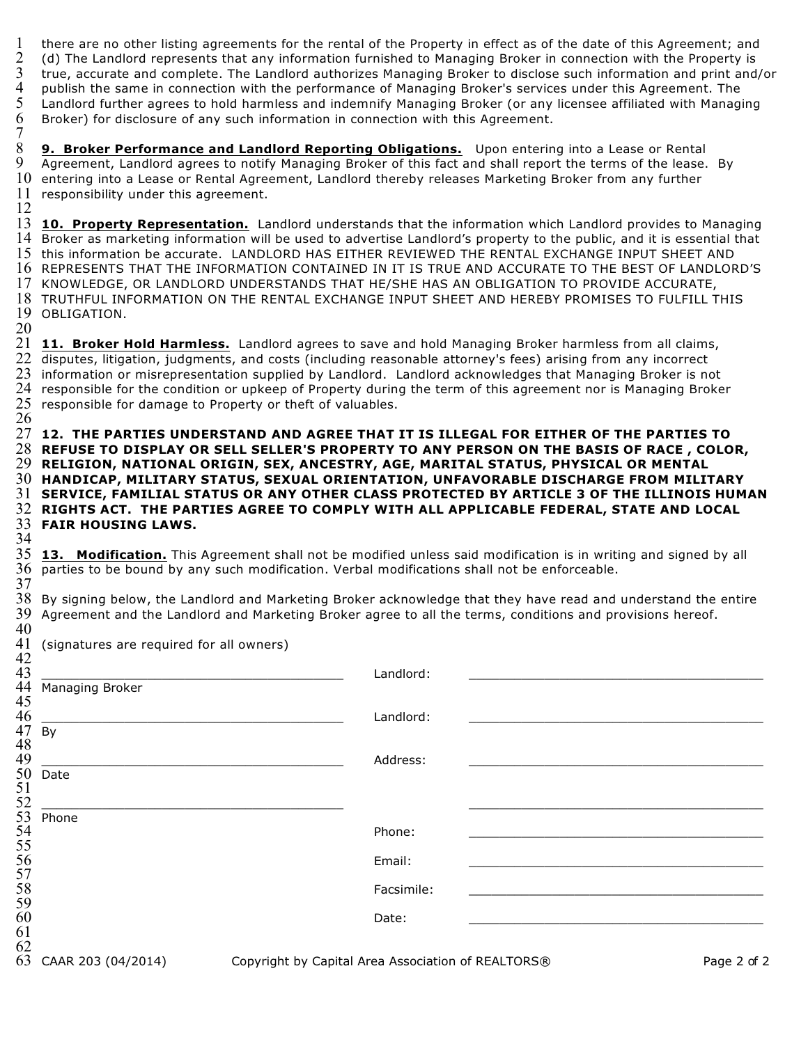there are no other listing agreements for the rental of the Property in effect as of the date of this Agreement; and (d) The Landlord represents that any information furnished to Managing Broker in connection with the Property is true, accurate and complete. The Landlord authorizes Managing Broker to disclose such information and print and/or publish the same in connection with the performance of Managing Broker's services under this Agreement. The Landlord further agrees to hold harmless and indemnify Managing Broker (or any licensee affiliated with Managing Broker) for disclosure of any such information in connection with this Agreement.

**9. Broker Performance and Landlord Reporting Obligations.** Upon entering into a Lease or Rental Agreement, Landlord agrees to notify Managing Broker of this fact and shall report the terms of the lease. By entering into a Lease or Rental Agreement, Landlord thereby releases Marketing Broker from any further responsibility under this agreement.

**10. Property Representation.** Landlord understands that the information which Landlord provides to Managing Broker as marketing information will be used to advertise Landlord's property to the public, and it is essential that this information be accurate. LANDLORD HAS EITHER REVIEWED THE RENTAL EXCHANGE INPUT SHEET AND REPRESENTS THAT THE INFORMATION CONTAINED IN IT IS TRUE AND ACCURATE TO THE BEST OF LANDLORD'S KNOWLEDGE, OR LANDLORD UNDERSTANDS THAT HE/SHE HAS AN OBLIGATION TO PROVIDE ACCURATE, TRUTHFUL INFORMATION ON THE RENTAL EXCHANGE INPUT SHEET AND HEREBY PROMISES TO FULFILL THIS OBLIGATION.

**11. Broker Hold Harmless.** Landlord agrees to save and hold Managing Broker harmless from all claims, disputes, litigation, judgments, and costs (including reasonable attorney's fees) arising from any incorrect information or misrepresentation supplied by Landlord. Landlord acknowledges that Managing Broker is not responsible for the condition or upkeep of Property during the term of this agreement nor is Managing Broker responsible for damage to Property or theft of valuables.

**12. THE PARTIES UNDERSTAND AND AGREE THAT IT IS ILLEGAL FOR EITHER OF THE PARTIES TO REFUSE TO DISPLAY OR SELL SELLER'S PROPERTY TO ANY PERSON ON THE BASIS OF RACE , COLOR, RELIGION, NATIONAL ORIGIN, SEX, ANCESTRY, AGE, MARITAL STATUS, PHYSICAL OR MENTAL HANDICAP, MILITARY STATUS, SEXUAL ORIENTATION, UNFAVORABLE DISCHARGE FROM MILITARY SERVICE, FAMILIAL STATUS OR ANY OTHER CLASS PROTECTED BY ARTICLE 3 OF THE ILLINOIS HUMAN RIGHTS ACT. THE PARTIES AGREE TO COMPLY WITH ALL APPLICABLE FEDERAL, STATE AND LOCAL FAIR HOUSING LAWS.**

**13. Modification.** This Agreement shall not be modified unless said modification is in writing and signed by all parties to be bound by any such modification. Verbal modifications shall not be enforceable.

By signing below, the Landlord and Marketing Broker acknowledge that they have read and understand the entire Agreement and the Landlord and Marketing Broker agree to all the terms, conditions and provisions hereof.

(signatures are required for all owners)

| | | |
|---|---|---|
| ______________________________ Managing Broker | Landlord: | ______________________________ |
| ______________________________ By | Landlord: | ______________________________ |
| ______________________________ Date | Address: | ______________________________ |
| ______________________________ Phone | | ______________________________ |
| | Phone: | ______________________________ |
| | Email: | ______________________________ |
| | Facsimile: | ______________________________ |
| | Date: | ______________________________ |

CAAR 203 (04/2014) Copyright by Capital Area Association of REALTORS®